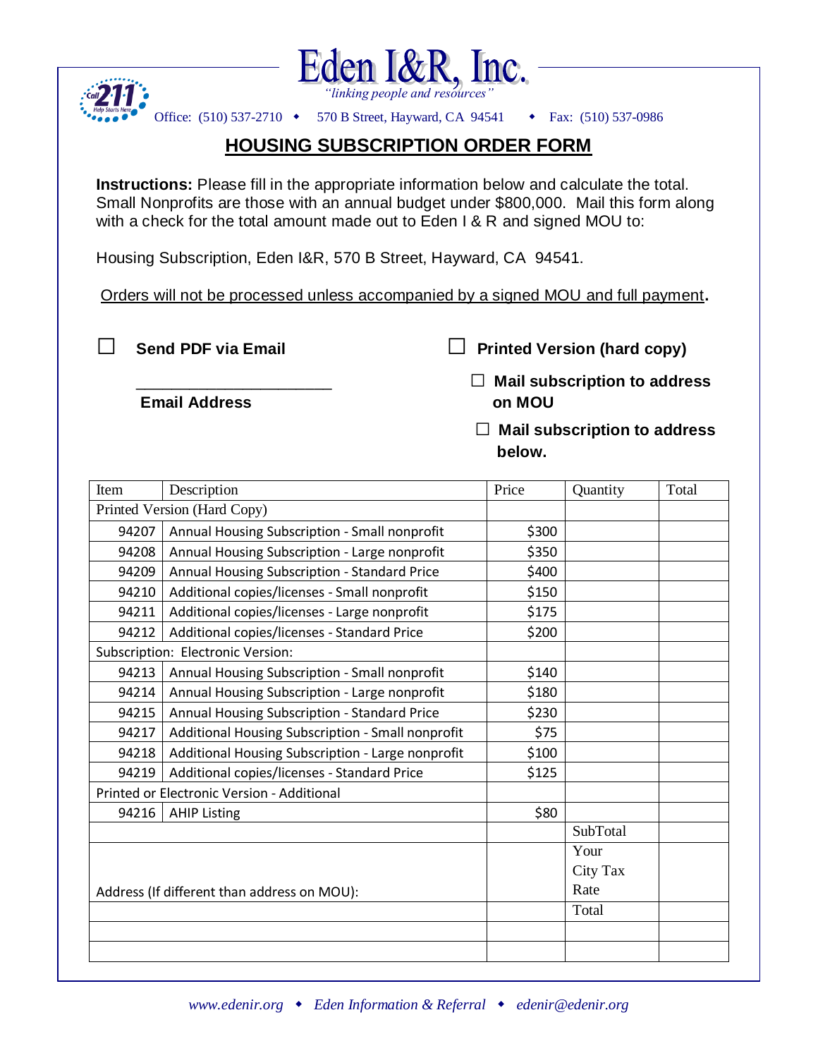# Eden I&R, Inc.

*"linking people and resources"*

Office: (510) 537-2710 ◆ 570 B Street, Hayward, CA 94541 ◆ Fax: (510) 537-0986

## HOUSING SUBSCRIPTION ORDER FORM

**Instructions:** Please fill in the appropriate information below and calculate the total. Small Nonprofits are those with an annual budget under $800,000. Mail this form along with a check for the total amount made out to Eden I & R and signed MOU to:

Housing Subscription, Eden I&R, 570 B Street, Hayward, CA 94541.

Orders will not be processed unless accompanied by a signed MOU and full payment.

☐ **Send PDF via Email**

______________________

**Email Address**

☐ **Printed Version (hard copy)**

☐ **Mail subscription to address on MOU**

☐ **Mail subscription to address below.**

| Item | Description | Price | Quantity | Total |
|---|---|---|---|---|
| Printed Version (Hard Copy) | | | | |
| 94207 | Annual Housing Subscription - Small nonprofit | $300 | | |
| 94208 | Annual Housing Subscription - Large nonprofit | $350 | | |
| 94209 | Annual Housing Subscription - Standard Price | $400 | | |
| 94210 | Additional copies/licenses - Small nonprofit | $150 | | |
| 94211 | Additional copies/licenses - Large nonprofit | $175 | | |
| 94212 | Additional copies/licenses - Standard Price | $200 | | |
| Subscription: Electronic Version: | | | | |
| 94213 | Annual Housing Subscription - Small nonprofit | $140 | | |
| 94214 | Annual Housing Subscription - Large nonprofit | $180 | | |
| 94215 | Annual Housing Subscription - Standard Price | $230 | | |
| 94217 | Additional Housing Subscription - Small nonprofit | $75 | | |
| 94218 | Additional Housing Subscription - Large nonprofit | $100 | | |
| 94219 | Additional copies/licenses - Standard Price | $125 | | |
| Printed or Electronic Version - Additional | | | | |
| 94216 | AHIP Listing | $80 | | |
| | | | SubTotal | |
| Address (If different than address on MOU): | | | Your City Tax Rate | |
| | | | Total | |
| | | | | |
| | | | | |

*www.edenir.org* ◆ *Eden Information & Referral* ◆ *edenir@edenir.org*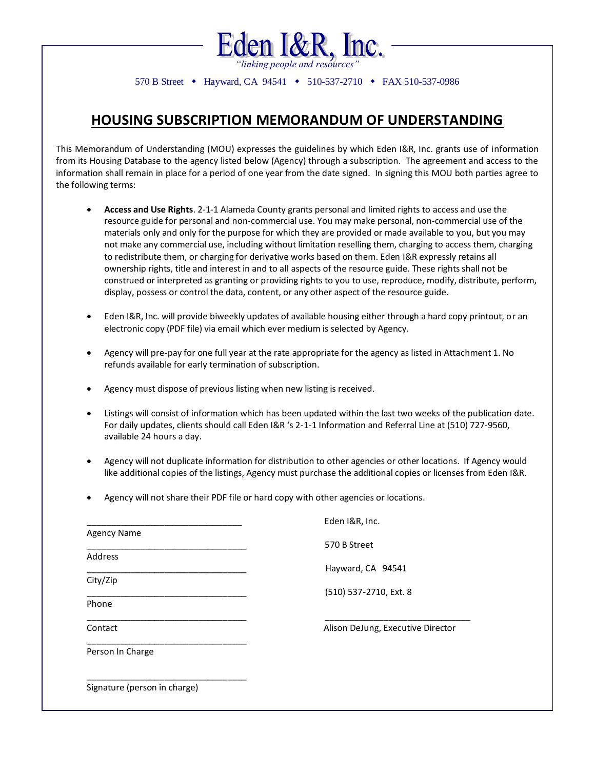# Eden I&R, Inc.

*"linking people and resources"*

570 B Street ◆ Hayward, CA 94541 ◆ 510-537-2710 ◆ FAX 510-537-0986

## HOUSING SUBSCRIPTION MEMORANDUM OF UNDERSTANDING

This Memorandum of Understanding (MOU) expresses the guidelines by which Eden I&R, Inc. grants use of information from its Housing Database to the agency listed below (Agency) through a subscription. The agreement and access to the information shall remain in place for a period of one year from the date signed. In signing this MOU both parties agree to the following terms:

- **Access and Use Rights**. 2-1-1 Alameda County grants personal and limited rights to access and use the resource guide for personal and non-commercial use. You may make personal, non-commercial use of the materials only and only for the purpose for which they are provided or made available to you, but you may not make any commercial use, including without limitation reselling them, charging to access them, charging to redistribute them, or charging for derivative works based on them. Eden I&R expressly retains all ownership rights, title and interest in and to all aspects of the resource guide. These rights shall not be construed or interpreted as granting or providing rights to you to use, reproduce, modify, distribute, perform, display, possess or control the data, content, or any other aspect of the resource guide.
- Eden I&R, Inc. will provide biweekly updates of available housing either through a hard copy printout, or an electronic copy (PDF file) via email which ever medium is selected by Agency.
- Agency will pre-pay for one full year at the rate appropriate for the agency as listed in Attachment 1. No refunds available for early termination of subscription.
- Agency must dispose of previous listing when new listing is received.
- Listings will consist of information which has been updated within the last two weeks of the publication date. For daily updates, clients should call Eden I&R 's 2-1-1 Information and Referral Line at (510) 727-9560, available 24 hours a day.
- Agency will not duplicate information for distribution to other agencies or other locations. If Agency would like additional copies of the listings, Agency must purchase the additional copies or licenses from Eden I&R.
- Agency will not share their PDF file or hard copy with other agencies or locations.

________________________________
Agency Name

________________________________
Address

________________________________
City/Zip

________________________________
Phone

________________________________
Contact

________________________________
Person In Charge

________________________________
Signature (person in charge)

Eden I&R, Inc.

570 B Street

Hayward, CA 94541

(510) 537-2710, Ext. 8

________________________________
Alison DeJung, Executive Director